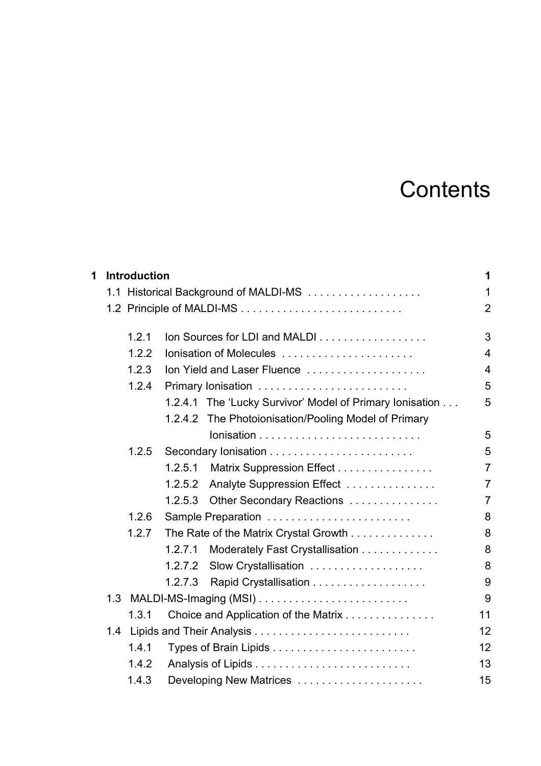# Contents

**1 Introduction** **1**

1.1 Historical Background of MALDI-MS . . . . . . . . . . . . . . . . . . 1

1.2 Principle of MALDI-MS . . . . . . . . . . . . . . . . . . . . . . . . . . . 2

1.2.1 Ion Sources for LDI and MALDI . . . . . . . . . . . . . . . . . . 3

1.2.2 Ionisation of Molecules . . . . . . . . . . . . . . . . . . . . . . 4

1.2.3 Ion Yield and Laser Fluence . . . . . . . . . . . . . . . . . . . . 4

1.2.4 Primary Ionisation . . . . . . . . . . . . . . . . . . . . . . . . . 5

1.2.4.1 The 'Lucky Survivor' Model of Primary Ionisation . . . 5

1.2.4.2 The Photoionisation/Pooling Model of Primary Ionisation . . . . . . . . . . . . . . . . . . . . . . . . . . . 5

1.2.5 Secondary Ionisation . . . . . . . . . . . . . . . . . . . . . . . . 5

1.2.5.1 Matrix Suppression Effect . . . . . . . . . . . . . . . . 7

1.2.5.2 Analyte Suppression Effect . . . . . . . . . . . . . . . 7

1.2.5.3 Other Secondary Reactions . . . . . . . . . . . . . . . 7

1.2.6 Sample Preparation . . . . . . . . . . . . . . . . . . . . . . . . 8

1.2.7 The Rate of the Matrix Crystal Growth . . . . . . . . . . . . . . 8

1.2.7.1 Moderately Fast Crystallisation . . . . . . . . . . . . . 8

1.2.7.2 Slow Crystallisation . . . . . . . . . . . . . . . . . . . 8

1.2.7.3 Rapid Crystallisation . . . . . . . . . . . . . . . . . . . 9

1.3 MALDI-MS-Imaging (MSI) . . . . . . . . . . . . . . . . . . . . . . . . . 9

1.3.1 Choice and Application of the Matrix . . . . . . . . . . . . . . . 11

1.4 Lipids and Their Analysis . . . . . . . . . . . . . . . . . . . . . . . . . . 12

1.4.1 Types of Brain Lipids . . . . . . . . . . . . . . . . . . . . . . . . 12

1.4.2 Analysis of Lipids . . . . . . . . . . . . . . . . . . . . . . . . . . 13

1.4.3 Developing New Matrices . . . . . . . . . . . . . . . . . . . . . 15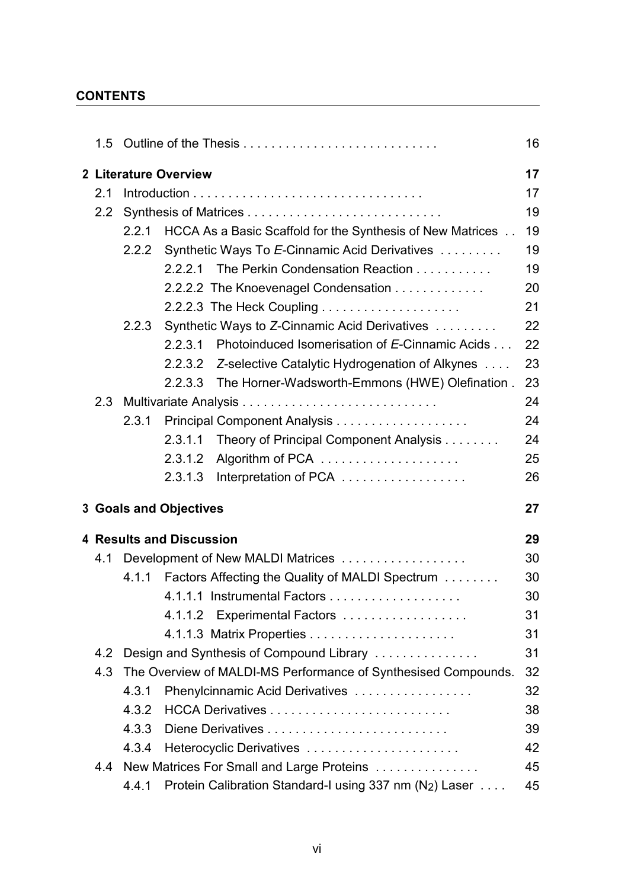| | | |
|---|---|---|
| 1.5 | Outline of the Thesis | 16 |
| **2** | **Literature Overview** | **17** |
| 2.1 | Introduction | 17 |
| 2.2 | Synthesis of Matrices | 19 |
| 2.2.1 | HCCA As a Basic Scaffold for the Synthesis of New Matrices | 19 |
| 2.2.2 | Synthetic Ways To *E*-Cinnamic Acid Derivatives | 19 |
| 2.2.2.1 | The Perkin Condensation Reaction | 19 |
| 2.2.2.2 | The Knoevenagel Condensation | 20 |
| 2.2.2.3 | The Heck Coupling | 21 |
| 2.2.3 | Synthetic Ways to *Z*-Cinnamic Acid Derivatives | 22 |
| 2.2.3.1 | Photoinduced Isomerisation of *E*-Cinnamic Acids | 22 |
| 2.2.3.2 | *Z*-selective Catalytic Hydrogenation of Alkynes | 23 |
| 2.2.3.3 | The Horner-Wadsworth-Emmons (HWE) Olefination | 23 |
| 2.3 | Multivariate Analysis | 24 |
| 2.3.1 | Principal Component Analysis | 24 |
| 2.3.1.1 | Theory of Principal Component Analysis | 24 |
| 2.3.1.2 | Algorithm of PCA | 25 |
| 2.3.1.3 | Interpretation of PCA | 26 |
| **3** | **Goals and Objectives** | **27** |
| **4** | **Results and Discussion** | **29** |
| 4.1 | Development of New MALDI Matrices | 30 |
| 4.1.1 | Factors Affecting the Quality of MALDI Spectrum | 30 |
| 4.1.1.1 | Instrumental Factors | 30 |
| 4.1.1.2 | Experimental Factors | 31 |
| 4.1.1.3 | Matrix Properties | 31 |
| 4.2 | Design and Synthesis of Compound Library | 31 |
| 4.3 | The Overview of MALDI-MS Performance of Synthesised Compounds. | 32 |
| 4.3.1 | Phenylcinnamic Acid Derivatives | 32 |
| 4.3.2 | HCCA Derivatives | 38 |
| 4.3.3 | Diene Derivatives | 39 |
| 4.3.4 | Heterocyclic Derivatives | 42 |
| 4.4 | New Matrices For Small and Large Proteins | 45 |
| 4.4.1 | Protein Calibration Standard-I using 337 nm ($N_2$) Laser | 45 |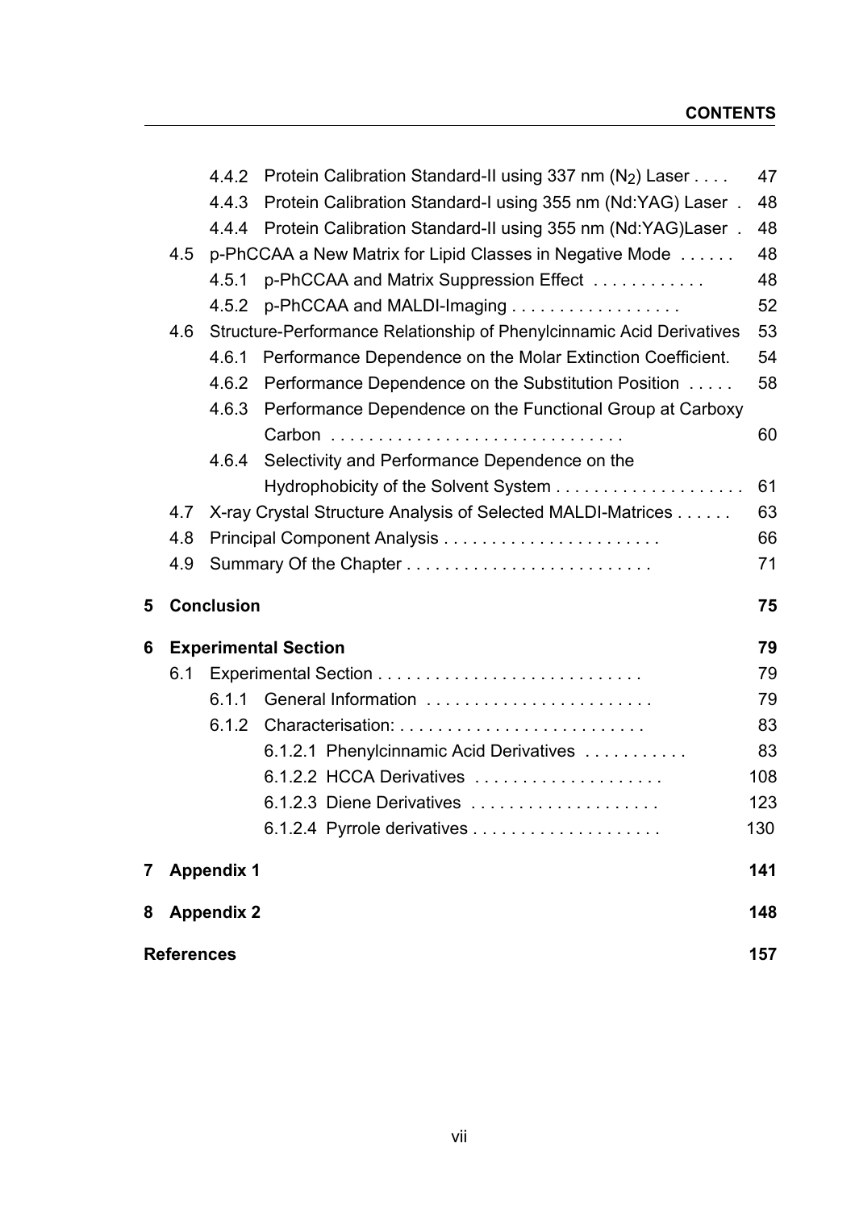4.4.2 Protein Calibration Standard-II using 337 nm ($N_2$) Laser . . . . 47
4.4.3 Protein Calibration Standard-I using 355 nm (Nd:YAG) Laser . 48
4.4.4 Protein Calibration Standard-II using 355 nm (Nd:YAG)Laser . 48

4.5 p-PhCCAA a New Matrix for Lipid Classes in Negative Mode . . . . . . 48
4.5.1 p-PhCCAA and Matrix Suppression Effect . . . . . . . . . . . . 48
4.5.2 p-PhCCAA and MALDI-Imaging . . . . . . . . . . . . . . . . . . 52

4.6 Structure-Performance Relationship of Phenylcinnamic Acid Derivatives 53
4.6.1 Performance Dependence on the Molar Extinction Coefficient. 54
4.6.2 Performance Dependence on the Substitution Position . . . . . 58
4.6.3 Performance Dependence on the Functional Group at Carboxy Carbon . . . . . . . . . . . . . . . . . . . . . . . . . . . . . . 60
4.6.4 Selectivity and Performance Dependence on the Hydrophobicity of the Solvent System . . . . . . . . . . . . . . . . . . . . 61

4.7 X-ray Crystal Structure Analysis of Selected MALDI-Matrices . . . . . . 63
4.8 Principal Component Analysis . . . . . . . . . . . . . . . . . . . . . . . 66
4.9 Summary Of the Chapter . . . . . . . . . . . . . . . . . . . . . . . . . . 71

**5 Conclusion** **75**

**6 Experimental Section** **79**

6.1 Experimental Section . . . . . . . . . . . . . . . . . . . . . . . . . . . . 79
6.1.1 General Information . . . . . . . . . . . . . . . . . . . . . . . . 79
6.1.2 Characterisation: . . . . . . . . . . . . . . . . . . . . . . . . . . 83
6.1.2.1 Phenylcinnamic Acid Derivatives . . . . . . . . . . . 83
6.1.2.2 HCCA Derivatives . . . . . . . . . . . . . . . . . . . . 108
6.1.2.3 Diene Derivatives . . . . . . . . . . . . . . . . . . . . 123
6.1.2.4 Pyrrole derivatives . . . . . . . . . . . . . . . . . . . . 130

**7 Appendix 1** **141**

**8 Appendix 2** **148**

**References** **157**